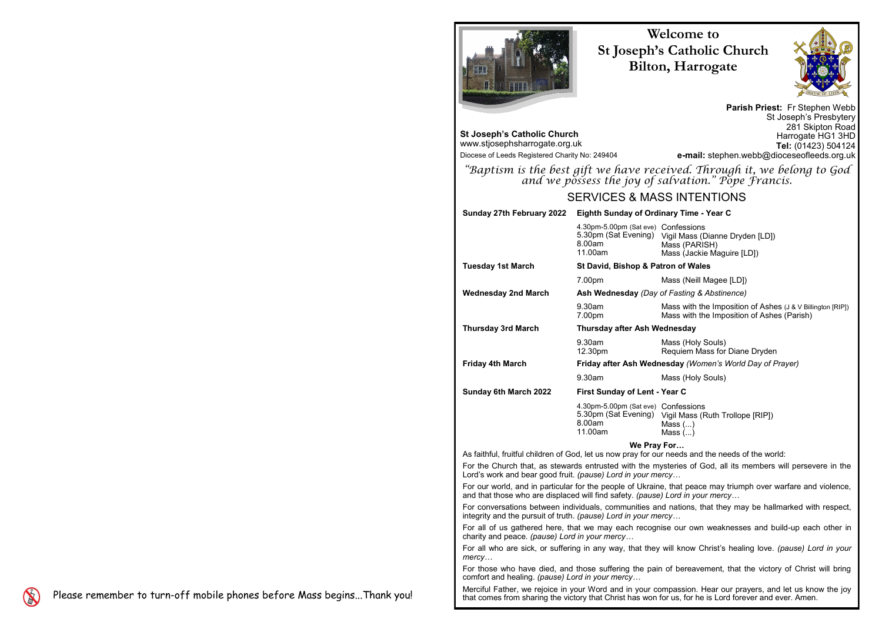# Welcome to St Joseph's Catholic Church Bilton, Harrogate

**Parish Priest:** Fr Stephen Webb
St Joseph's Presbytery
281 Skipton Road
Harrogate HG1 3HD
**Tel:** (01423) 504124
**e-mail:** stephen.webb@dioceseofleeds.org.uk

**St Joseph's Catholic Church**
www.stjosephsharrogate.org.uk
Diocese of Leeds Registered Charity No: 249404

*"Baptism is the best gift we have received. Through it, we belong to God and we possess the joy of salvation." Pope Francis.*

## SERVICES & MASS INTENTIONS

| | | |
|---|---|---|
| **Sunday 27th February 2022** | **Eighth Sunday of Ordinary Time - Year C** | |
| | 4.30pm-5.00pm (Sat eve) | Confessions |
| | 5.30pm (Sat Evening) | Vigil Mass (Dianne Dryden [LD]) |
| | 8.00am | Mass (PARISH) |
| | 11.00am | Mass (Jackie Maguire [LD]) |
| **Tuesday 1st March** | **St David, Bishop & Patron of Wales** | |
| | 7.00pm | Mass (Neill Magee [LD]) |
| **Wednesday 2nd March** | **Ash Wednesday** *(Day of Fasting & Abstinence)* | |
| | 9.30am | Mass with the Imposition of Ashes (J & V Billington [RIP]) |
| | 7.00pm | Mass with the Imposition of Ashes (Parish) |
| **Thursday 3rd March** | **Thursday after Ash Wednesday** | |
| | 9.30am | Mass (Holy Souls) |
| | 12.30pm | Requiem Mass for Diane Dryden |
| **Friday 4th March** | **Friday after Ash Wednesday** *(Women's World Day of Prayer)* | |
| | 9.30am | Mass (Holy Souls) |
| **Sunday 6th March 2022** | **First Sunday of Lent - Year C** | |
| | 4.30pm-5.00pm (Sat eve) | Confessions |
| | 5.30pm (Sat Evening) | Vigil Mass (Ruth Trollope [RIP]) |
| | 8.00am | Mass (...) |
| | 11.00am | Mass (...) |

**We Pray For…**

As faithful, fruitful children of God, let us now pray for our needs and the needs of the world:

For the Church that, as stewards entrusted with the mysteries of God, all its members will persevere in the Lord's work and bear good fruit. *(pause) Lord in your mercy…*

For our world, and in particular for the people of Ukraine, that peace may triumph over warfare and violence, and that those who are displaced will find safety. *(pause) Lord in your mercy…*

For conversations between individuals, communities and nations, that they may be hallmarked with respect, integrity and the pursuit of truth. *(pause) Lord in your mercy…*

For all of us gathered here, that we may each recognise our own weaknesses and build-up each other in charity and peace. *(pause) Lord in your mercy…*

For all who are sick, or suffering in any way, that they will know Christ's healing love. *(pause) Lord in your mercy…*

For those who have died, and those suffering the pain of bereavement, that the victory of Christ will bring comfort and healing. *(pause) Lord in your mercy…*

Merciful Father, we rejoice in your Word and in your compassion. Hear our prayers, and let us know the joy that comes from sharing the victory that Christ has won for us, for he is Lord forever and ever. Amen.

Please remember to turn-off mobile phones before Mass begins...Thank you!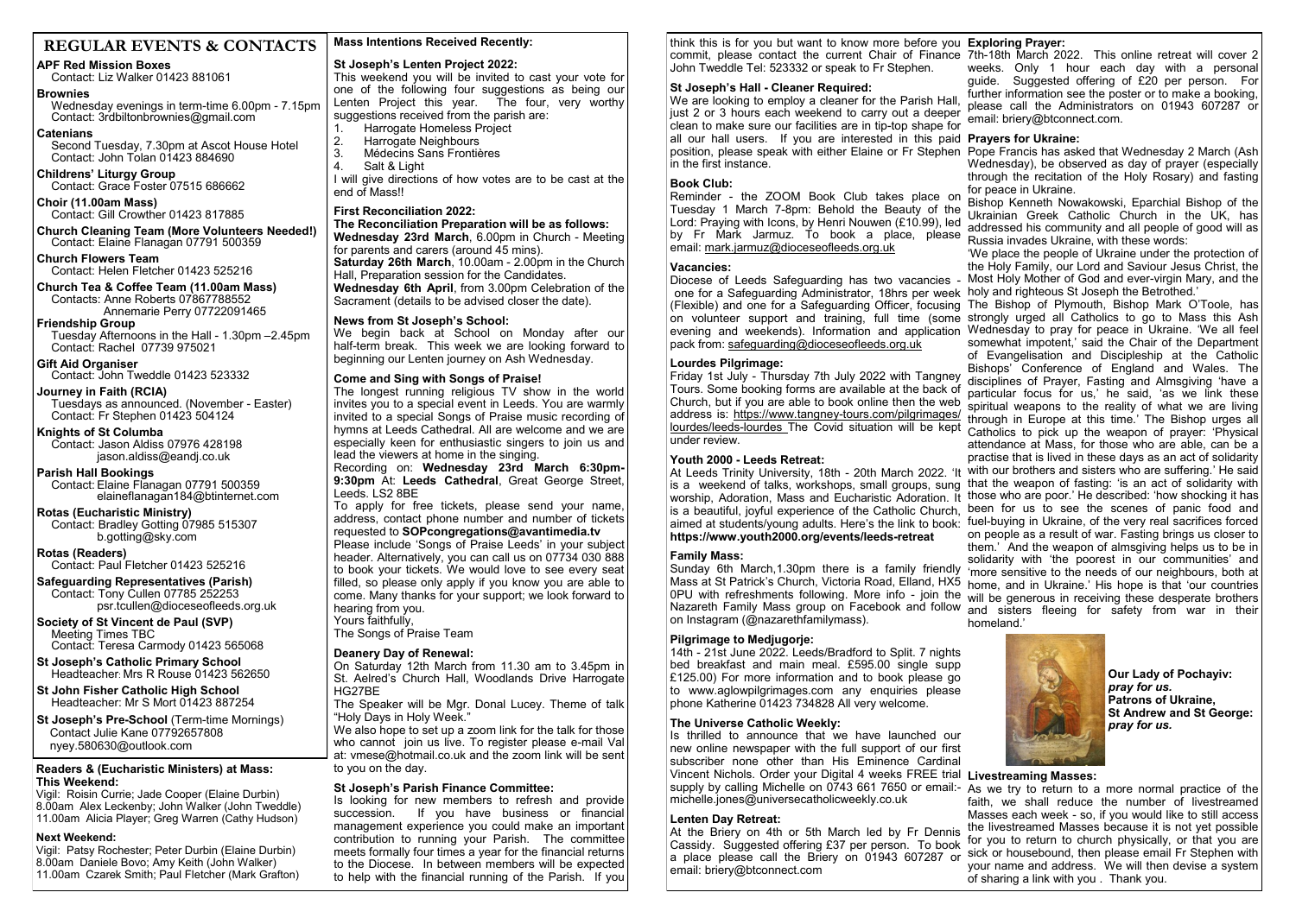# REGULAR EVENTS & CONTACTS

**APF Red Mission Boxes**
Contact: Liz Walker 01423 881061

**Brownies**
Wednesday evenings in term-time 6.00pm - 7.15pm
Contact: 3rdbiltonbrownies@gmail.com

**Catenians**
Second Tuesday, 7.30pm at Ascot House Hotel
Contact: John Tolan 01423 884690

**Childrens' Liturgy Group**
Contact: Grace Foster 07515 686662

**Choir (11.00am Mass)**
Contact: Gill Crowther 01423 817885

**Church Cleaning Team (More Volunteers Needed!)**
Contact: Elaine Flanagan 07791 500359

**Church Flowers Team**
Contact: Helen Fletcher 01423 525216

**Church Tea & Coffee Team (11.00am Mass)**
Contacts: Anne Roberts 07867788552
Annemarie Perry 07722091465

**Friendship Group**
Tuesday Afternoons in the Hall - 1.30pm –2.45pm
Contact: Rachel 07739 975021

**Gift Aid Organiser**
Contact: John Tweddle 01423 523332

**Journey in Faith (RCIA)**
Tuesdays as announced. (November - Easter)
Contact: Fr Stephen 01423 504124

**Knights of St Columba**
Contact: Jason Aldiss 07976 428198
jason.aldiss@eandj.co.uk

**Parish Hall Bookings**
Contact: Elaine Flanagan 07791 500359
elaineflanagan184@btinternet.com

**Rotas (Eucharistic Ministry)**
Contact: Bradley Gotting 07985 515307
b.gotting@sky.com

**Rotas (Readers)**
Contact: Paul Fletcher 01423 525216

**Safeguarding Representatives (Parish)**
Contact: Tony Cullen 07785 252253
psr.tcullen@dioceseofleeds.org.uk

**Society of St Vincent de Paul (SVP)**
Meeting Times TBC
Contact: Teresa Carmody 01423 565068

**St Joseph's Catholic Primary School**
Headteacher: Mrs R Rouse 01423 562650

**St John Fisher Catholic High School**
Headteacher: Mr S Mort 01423 887254

**St Joseph's Pre-School** (Term-time Mornings)
Contact Julie Kane 07792657808
nyey.580630@outlook.com

**Readers & (Eucharistic Ministers) at Mass:**
**This Weekend:**
Vigil: Roisin Currie; Jade Cooper (Elaine Durbin)
8.00am Alex Leckenby; John Walker (John Tweddle)
11.00am Alicia Player; Greg Warren (Cathy Hudson)

**Next Weekend:**
Vigil: Patsy Rochester; Peter Durbin (Elaine Durbin)
8.00am Daniele Bovo; Amy Keith (John Walker)
11.00am Czarek Smith; Paul Fletcher (Mark Grafton)

**Mass Intentions Received Recently:**

**St Joseph's Lenten Project 2022:**
This weekend you will be invited to cast your vote for one of the following four suggestions as being our Lenten Project this year. The four, very worthy suggestions received from the parish are:
1. Harrogate Homeless Project
2. Harrogate Neighbours
3. Médecins Sans Frontières
4. Salt & Light

I will give directions of how votes are to be cast at the end of Mass!!

**First Reconciliation 2022:**
**The Reconciliation Preparation will be as follows:**
**Wednesday 23rd March**, 6.00pm in Church - Meeting for parents and carers (around 45 mins).
**Saturday 26th March**, 10.00am - 2.00pm in the Church Hall, Preparation session for the Candidates.
**Wednesday 6th April**, from 3.00pm Celebration of the Sacrament (details to be advised closer the date).

**News from St Joseph's School:**
We begin back at School on Monday after our half-term break. This week we are looking forward to beginning our Lenten journey on Ash Wednesday.

**Come and Sing with Songs of Praise!**
The longest running religious TV show in the world invites you to a special event in Leeds. You are warmly invited to a special Songs of Praise music recording of hymns at Leeds Cathedral. All are welcome and we are especially keen for enthusiastic singers to join us and lead the viewers at home in the singing.
Recording on: **Wednesday 23rd March 6:30pm-9:30pm** At: **Leeds Cathedral**, Great George Street, Leeds. LS2 8BE
To apply for free tickets, please send your name, address, contact phone number and number of tickets requested to **SOPcongregations@avantimedia.tv**
Please include 'Songs of Praise Leeds' in your subject header. Alternatively, you can call us on 07734 030 888 to book your tickets. We would love to see every seat filled, so please only apply if you know you are able to come. Many thanks for your support; we look forward to hearing from you.
Yours faithfully,
The Songs of Praise Team

**Deanery Day of Renewal:**
On Saturday 12th March from 11.30 am to 3.45pm in St. Aelred's Church Hall, Woodlands Drive Harrogate HG27BE
The Speaker will be Mgr. Donal Lucey. Theme of talk "Holy Days in Holy Week."
We also hope to set up a zoom link for the talk for those who cannot join us live. To register please e-mail Val at: vmese@hotmail.co.uk and the zoom link will be sent to you on the day.

**St Joseph's Parish Finance Committee:**
Is looking for new members to refresh and provide succession. If you have business or financial management experience you could make an important contribution to running your Parish. The committee meets formally four times a year for the financial returns to the Diocese. In between members will be expected to help with the financial running of the Parish. If you think this is for you but want to know more before you commit, please contact the current Chair of Finance John Tweddle Tel: 523332 or speak to Fr Stephen.

**St Joseph's Hall - Cleaner Required:**
We are looking to employ a cleaner for the Parish Hall, just 2 or 3 hours each weekend to carry out a deeper clean to make sure our facilities are in tip-top shape for all our hall users. If you are interested in this paid position, please speak with either Elaine or Fr Stephen in the first instance.

**Book Club:**
Reminder - the ZOOM Book Club takes place on Tuesday 1 March 7-8pm: Behold the Beauty of the Lord: Praying with Icons, by Henri Nouwen (£10.99), led by Fr Mark Jarmuz. To book a place, please email: mark.jarmuz@dioceseofleeds.org.uk

**Vacancies:**
Diocese of Leeds Safeguarding has two vacancies - one for a Safeguarding Administrator, 18hrs per week (Flexible) and one for a Safeguarding Officer, focusing on volunteer support and training, full time (some evening and weekends). Information and application pack from: safeguarding@dioceseofleeds.org.uk

**Lourdes Pilgrimage:**
Friday 1st July - Thursday 7th July 2022 with Tangney Tours. Some booking forms are available at the back of Church, but if you are able to book online then the web address is: https://www.tangney-tours.com/pilgrimages/lourdes/leeds-lourdes The Covid situation will be kept under review.

**Youth 2000 - Leeds Retreat:**
At Leeds Trinity University, 18th - 20th March 2022. 'It is a weekend of talks, workshops, small groups, sung worship, Adoration, Mass and Eucharistic Adoration. It is a beautiful, joyful experience of the Catholic Church, aimed at students/young adults. Here's the link to book: **https://www.youth2000.org/events/leeds-retreat**

**Family Mass:**
Sunday 6th March,1.30pm there is a family friendly Mass at St Patrick's Church, Victoria Road, Elland, HX5 0PU with refreshments following. More info - join the Nazareth Family Mass group on Facebook and follow on Instagram (@nazarethfamilymass).

**Pilgrimage to Medjugorje:**
14th - 21st June 2022. Leeds/Bradford to Split. 7 nights bed breakfast and main meal. £595.00 single supp £125.00) For more information and to book please go to www.aglowpilgrimages.com any enquiries please phone Katherine 01423 734828 All very welcome.

**The Universe Catholic Weekly:**
Is thrilled to announce that we have launched our new online newspaper with the full support of our first subscriber none other than His Eminence Cardinal Vincent Nichols. Order your Digital 4 weeks FREE trial supply by calling Michelle on 0743 661 7650 or email:- michelle.jones@universecatholicweekly.co.uk

**Lenten Day Retreat:**
At the Briery on 4th or 5th March led by Fr Dennis Cassidy. Suggested offering £37 per person. To book a place please call the Briery on 01943 607287 or email: briery@btconnect.com

**Exploring Prayer:**
7th-18th March 2022. This online retreat will cover 2 weeks. Only 1 hour each day with a personal guide. Suggested offering of £20 per person. For further information see the poster or to make a booking, please call the Administrators on 01943 607287 or email: briery@btconnect.com.

**Prayers for Ukraine:**
Pope Francis has asked that Wednesday 2 March (Ash Wednesday), be observed as day of prayer (especially through the recitation of the Holy Rosary) and fasting for peace in Ukraine.
Bishop Kenneth Nowakowski, Eparchial Bishop of the Ukrainian Greek Catholic Church in the UK, has addressed his community and all people of good will as Russia invades Ukraine, with these words:
'We place the people of Ukraine under the protection of the Holy Family, our Lord and Saviour Jesus Christ, the Most Holy Mother of God and ever-virgin Mary, and the holy and righteous St Joseph the Betrothed.'
The Bishop of Plymouth, Bishop Mark O'Toole, has strongly urged all Catholics to go to Mass this Ash Wednesday to pray for peace in Ukraine. 'We all feel somewhat impotent,' said the Chair of the Department of Evangelisation and Discipleship at the Catholic Bishops' Conference of England and Wales. The disciplines of Prayer, Fasting and Almsgiving 'have a particular focus for us,' he said, 'as we link these spiritual weapons to the reality of what we are living through in Europe at this time.' The Bishop urges all Catholics to pick up the weapon of prayer: 'Physical attendance at Mass, for those who are able, can be a practise that is lived in these days as an act of solidarity with our brothers and sisters who are suffering.' He said that the weapon of fasting: 'is an act of solidarity with those who are poor.' He described: 'how shocking it has been for us to see the scenes of panic food and fuel-buying in Ukraine, of the very real sacrifices forced on people as a result of war. Fasting brings us closer to them.' And the weapon of almsgiving helps us to be in solidarity with 'the poorest in our communities' and 'more sensitive to the needs of our neighbours, both at home, and in Ukraine.' His hope is that 'our countries will be generous in receiving these desperate brothers and sisters fleeing for safety from war in their homeland.'

**Our Lady of Pochayiv:**
*pray for us.*
**Patrons of Ukraine,**
**St Andrew and St George:**
*pray for us.*

**Livestreaming Masses:**
As we try to return to a more normal practice of the faith, we shall reduce the number of livestreamed Masses each week - so, if you would like to still access the livestreamed Masses because it is not yet possible for you to return to church physically, or that you are sick or housebound, then please email Fr Stephen with your name and address. We will then devise a system of sharing a link with you . Thank you.